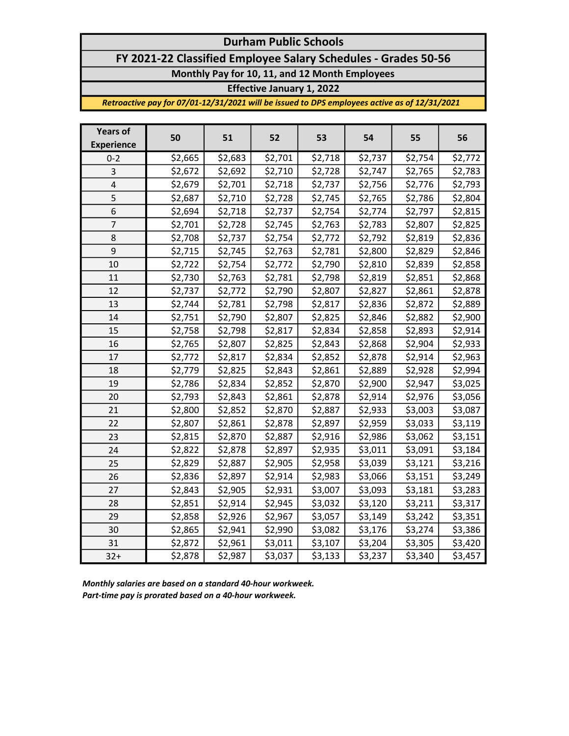# Durham Public Schools

## FY 2021-22 Classified Employee Salary Schedules - Grades 50-56

### Monthly Pay for 10, 11, and 12 Month Employees

### Effective January 1, 2022

***Retroactive pay for 07/01-12/31/2021 will be issued to DPS employees active as of 12/31/2021***

| Years of Experience | 50 | 51 | 52 | 53 | 54 | 55 | 56 |
|---|---|---|---|---|---|---|---|
| 0-2 | $2,665 | $2,683 | $2,701 | $2,718 | $2,737 | $2,754 | $2,772 |
| 3 | $2,672 | $2,692 | $2,710 | $2,728 | $2,747 | $2,765 | $2,783 |
| 4 | $2,679 | $2,701 | $2,718 | $2,737 | $2,756 | $2,776 | $2,793 |
| 5 | $2,687 | $2,710 | $2,728 | $2,745 | $2,765 | $2,786 | $2,804 |
| 6 | $2,694 | $2,718 | $2,737 | $2,754 | $2,774 | $2,797 | $2,815 |
| 7 | $2,701 | $2,728 | $2,745 | $2,763 | $2,783 | $2,807 | $2,825 |
| 8 | $2,708 | $2,737 | $2,754 | $2,772 | $2,792 | $2,819 | $2,836 |
| 9 | $2,715 | $2,745 | $2,763 | $2,781 | $2,800 | $2,829 | $2,846 |
| 10 | $2,722 | $2,754 | $2,772 | $2,790 | $2,810 | $2,839 | $2,858 |
| 11 | $2,730 | $2,763 | $2,781 | $2,798 | $2,819 | $2,851 | $2,868 |
| 12 | $2,737 | $2,772 | $2,790 | $2,807 | $2,827 | $2,861 | $2,878 |
| 13 | $2,744 | $2,781 | $2,798 | $2,817 | $2,836 | $2,872 | $2,889 |
| 14 | $2,751 | $2,790 | $2,807 | $2,825 | $2,846 | $2,882 | $2,900 |
| 15 | $2,758 | $2,798 | $2,817 | $2,834 | $2,858 | $2,893 | $2,914 |
| 16 | $2,765 | $2,807 | $2,825 | $2,843 | $2,868 | $2,904 | $2,933 |
| 17 | $2,772 | $2,817 | $2,834 | $2,852 | $2,878 | $2,914 | $2,963 |
| 18 | $2,779 | $2,825 | $2,843 | $2,861 | $2,889 | $2,928 | $2,994 |
| 19 | $2,786 | $2,834 | $2,852 | $2,870 | $2,900 | $2,947 | $3,025 |
| 20 | $2,793 | $2,843 | $2,861 | $2,878 | $2,914 | $2,976 | $3,056 |
| 21 | $2,800 | $2,852 | $2,870 | $2,887 | $2,933 | $3,003 | $3,087 |
| 22 | $2,807 | $2,861 | $2,878 | $2,897 | $2,959 | $3,033 | $3,119 |
| 23 | $2,815 | $2,870 | $2,887 | $2,916 | $2,986 | $3,062 | $3,151 |
| 24 | $2,822 | $2,878 | $2,897 | $2,935 | $3,011 | $3,091 | $3,184 |
| 25 | $2,829 | $2,887 | $2,905 | $2,958 | $3,039 | $3,121 | $3,216 |
| 26 | $2,836 | $2,897 | $2,914 | $2,983 | $3,066 | $3,151 | $3,249 |
| 27 | $2,843 | $2,905 | $2,931 | $3,007 | $3,093 | $3,181 | $3,283 |
| 28 | $2,851 | $2,914 | $2,945 | $3,032 | $3,120 | $3,211 | $3,317 |
| 29 | $2,858 | $2,926 | $2,967 | $3,057 | $3,149 | $3,242 | $3,351 |
| 30 | $2,865 | $2,941 | $2,990 | $3,082 | $3,176 | $3,274 | $3,386 |
| 31 | $2,872 | $2,961 | $3,011 | $3,107 | $3,204 | $3,305 | $3,420 |
| 32+ | $2,878 | $2,987 | $3,037 | $3,133 | $3,237 | $3,340 | $3,457 |

***Monthly salaries are based on a standard 40-hour workweek.***
***Part-time pay is prorated based on a 40-hour workweek.***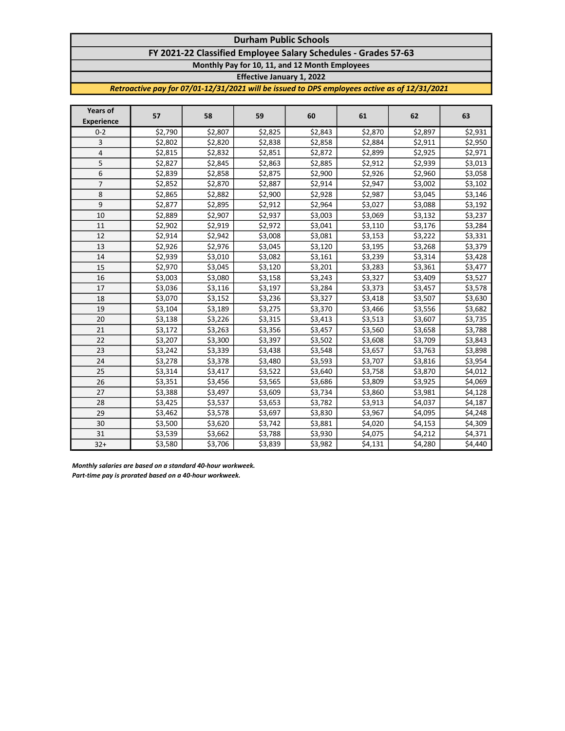# Durham Public Schools

## FY 2021-22 Classified Employee Salary Schedules - Grades 57-63

**Monthly Pay for 10, 11, and 12 Month Employees**

**Effective January 1, 2022**

***Retroactive pay for 07/01-12/31/2021 will be issued to DPS employees active as of 12/31/2021***

| Years of Experience | 57 | 58 | 59 | 60 | 61 | 62 | 63 |
|---|---|---|---|---|---|---|---|
| 0-2 | $2,790 | $2,807 | $2,825 | $2,843 | $2,870 | $2,897 | $2,931 |
| 3 | $2,802 | $2,820 | $2,838 | $2,858 | $2,884 | $2,911 | $2,950 |
| 4 | $2,815 | $2,832 | $2,851 | $2,872 | $2,899 | $2,925 | $2,971 |
| 5 | $2,827 | $2,845 | $2,863 | $2,885 | $2,912 | $2,939 | $3,013 |
| 6 | $2,839 | $2,858 | $2,875 | $2,900 | $2,926 | $2,960 | $3,058 |
| 7 | $2,852 | $2,870 | $2,887 | $2,914 | $2,947 | $3,002 | $3,102 |
| 8 | $2,865 | $2,882 | $2,900 | $2,928 | $2,987 | $3,045 | $3,146 |
| 9 | $2,877 | $2,895 | $2,912 | $2,964 | $3,027 | $3,088 | $3,192 |
| 10 | $2,889 | $2,907 | $2,937 | $3,003 | $3,069 | $3,132 | $3,237 |
| 11 | $2,902 | $2,919 | $2,972 | $3,041 | $3,110 | $3,176 | $3,284 |
| 12 | $2,914 | $2,942 | $3,008 | $3,081 | $3,153 | $3,222 | $3,331 |
| 13 | $2,926 | $2,976 | $3,045 | $3,120 | $3,195 | $3,268 | $3,379 |
| 14 | $2,939 | $3,010 | $3,082 | $3,161 | $3,239 | $3,314 | $3,428 |
| 15 | $2,970 | $3,045 | $3,120 | $3,201 | $3,283 | $3,361 | $3,477 |
| 16 | $3,003 | $3,080 | $3,158 | $3,243 | $3,327 | $3,409 | $3,527 |
| 17 | $3,036 | $3,116 | $3,197 | $3,284 | $3,373 | $3,457 | $3,578 |
| 18 | $3,070 | $3,152 | $3,236 | $3,327 | $3,418 | $3,507 | $3,630 |
| 19 | $3,104 | $3,189 | $3,275 | $3,370 | $3,466 | $3,556 | $3,682 |
| 20 | $3,138 | $3,226 | $3,315 | $3,413 | $3,513 | $3,607 | $3,735 |
| 21 | $3,172 | $3,263 | $3,356 | $3,457 | $3,560 | $3,658 | $3,788 |
| 22 | $3,207 | $3,300 | $3,397 | $3,502 | $3,608 | $3,709 | $3,843 |
| 23 | $3,242 | $3,339 | $3,438 | $3,548 | $3,657 | $3,763 | $3,898 |
| 24 | $3,278 | $3,378 | $3,480 | $3,593 | $3,707 | $3,816 | $3,954 |
| 25 | $3,314 | $3,417 | $3,522 | $3,640 | $3,758 | $3,870 | $4,012 |
| 26 | $3,351 | $3,456 | $3,565 | $3,686 | $3,809 | $3,925 | $4,069 |
| 27 | $3,388 | $3,497 | $3,609 | $3,734 | $3,860 | $3,981 | $4,128 |
| 28 | $3,425 | $3,537 | $3,653 | $3,782 | $3,913 | $4,037 | $4,187 |
| 29 | $3,462 | $3,578 | $3,697 | $3,830 | $3,967 | $4,095 | $4,248 |
| 30 | $3,500 | $3,620 | $3,742 | $3,881 | $4,020 | $4,153 | $4,309 |
| 31 | $3,539 | $3,662 | $3,788 | $3,930 | $4,075 | $4,212 | $4,371 |
| 32+ | $3,580 | $3,706 | $3,839 | $3,982 | $4,131 | $4,280 | $4,440 |

***Monthly salaries are based on a standard 40-hour workweek.***
***Part-time pay is prorated based on a 40-hour workweek.***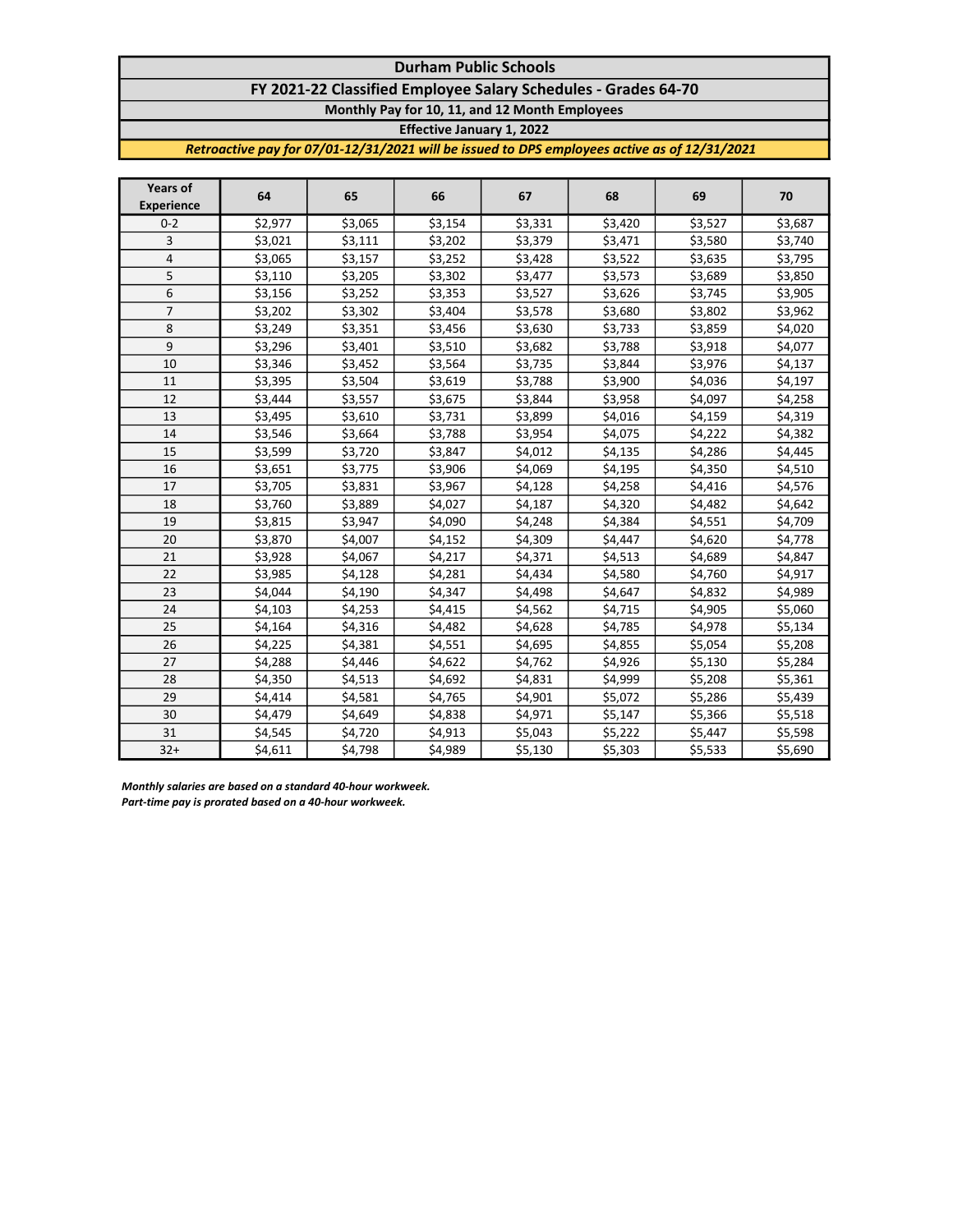# Durham Public Schools

## FY 2021-22 Classified Employee Salary Schedules - Grades 64-70

**Monthly Pay for 10, 11, and 12 Month Employees**

**Effective January 1, 2022**

***Retroactive pay for 07/01-12/31/2021 will be issued to DPS employees active as of 12/31/2021***

| Years of Experience | 64 | 65 | 66 | 67 | 68 | 69 | 70 |
|---|---|---|---|---|---|---|---|
| 0-2 | $2,977 | $3,065 | $3,154 | $3,331 | $3,420 | $3,527 | $3,687 |
| 3 | $3,021 | $3,111 | $3,202 | $3,379 | $3,471 | $3,580 | $3,740 |
| 4 | $3,065 | $3,157 | $3,252 | $3,428 | $3,522 | $3,635 | $3,795 |
| 5 | $3,110 | $3,205 | $3,302 | $3,477 | $3,573 | $3,689 | $3,850 |
| 6 | $3,156 | $3,252 | $3,353 | $3,527 | $3,626 | $3,745 | $3,905 |
| 7 | $3,202 | $3,302 | $3,404 | $3,578 | $3,680 | $3,802 | $3,962 |
| 8 | $3,249 | $3,351 | $3,456 | $3,630 | $3,733 | $3,859 | $4,020 |
| 9 | $3,296 | $3,401 | $3,510 | $3,682 | $3,788 | $3,918 | $4,077 |
| 10 | $3,346 | $3,452 | $3,564 | $3,735 | $3,844 | $3,976 | $4,137 |
| 11 | $3,395 | $3,504 | $3,619 | $3,788 | $3,900 | $4,036 | $4,197 |
| 12 | $3,444 | $3,557 | $3,675 | $3,844 | $3,958 | $4,097 | $4,258 |
| 13 | $3,495 | $3,610 | $3,731 | $3,899 | $4,016 | $4,159 | $4,319 |
| 14 | $3,546 | $3,664 | $3,788 | $3,954 | $4,075 | $4,222 | $4,382 |
| 15 | $3,599 | $3,720 | $3,847 | $4,012 | $4,135 | $4,286 | $4,445 |
| 16 | $3,651 | $3,775 | $3,906 | $4,069 | $4,195 | $4,350 | $4,510 |
| 17 | $3,705 | $3,831 | $3,967 | $4,128 | $4,258 | $4,416 | $4,576 |
| 18 | $3,760 | $3,889 | $4,027 | $4,187 | $4,320 | $4,482 | $4,642 |
| 19 | $3,815 | $3,947 | $4,090 | $4,248 | $4,384 | $4,551 | $4,709 |
| 20 | $3,870 | $4,007 | $4,152 | $4,309 | $4,447 | $4,620 | $4,778 |
| 21 | $3,928 | $4,067 | $4,217 | $4,371 | $4,513 | $4,689 | $4,847 |
| 22 | $3,985 | $4,128 | $4,281 | $4,434 | $4,580 | $4,760 | $4,917 |
| 23 | $4,044 | $4,190 | $4,347 | $4,498 | $4,647 | $4,832 | $4,989 |
| 24 | $4,103 | $4,253 | $4,415 | $4,562 | $4,715 | $4,905 | $5,060 |
| 25 | $4,164 | $4,316 | $4,482 | $4,628 | $4,785 | $4,978 | $5,134 |
| 26 | $4,225 | $4,381 | $4,551 | $4,695 | $4,855 | $5,054 | $5,208 |
| 27 | $4,288 | $4,446 | $4,622 | $4,762 | $4,926 | $5,130 | $5,284 |
| 28 | $4,350 | $4,513 | $4,692 | $4,831 | $4,999 | $5,208 | $5,361 |
| 29 | $4,414 | $4,581 | $4,765 | $4,901 | $5,072 | $5,286 | $5,439 |
| 30 | $4,479 | $4,649 | $4,838 | $4,971 | $5,147 | $5,366 | $5,518 |
| 31 | $4,545 | $4,720 | $4,913 | $5,043 | $5,222 | $5,447 | $5,598 |
| 32+ | $4,611 | $4,798 | $4,989 | $5,130 | $5,303 | $5,533 | $5,690 |

***Monthly salaries are based on a standard 40-hour workweek.***
***Part-time pay is prorated based on a 40-hour workweek.***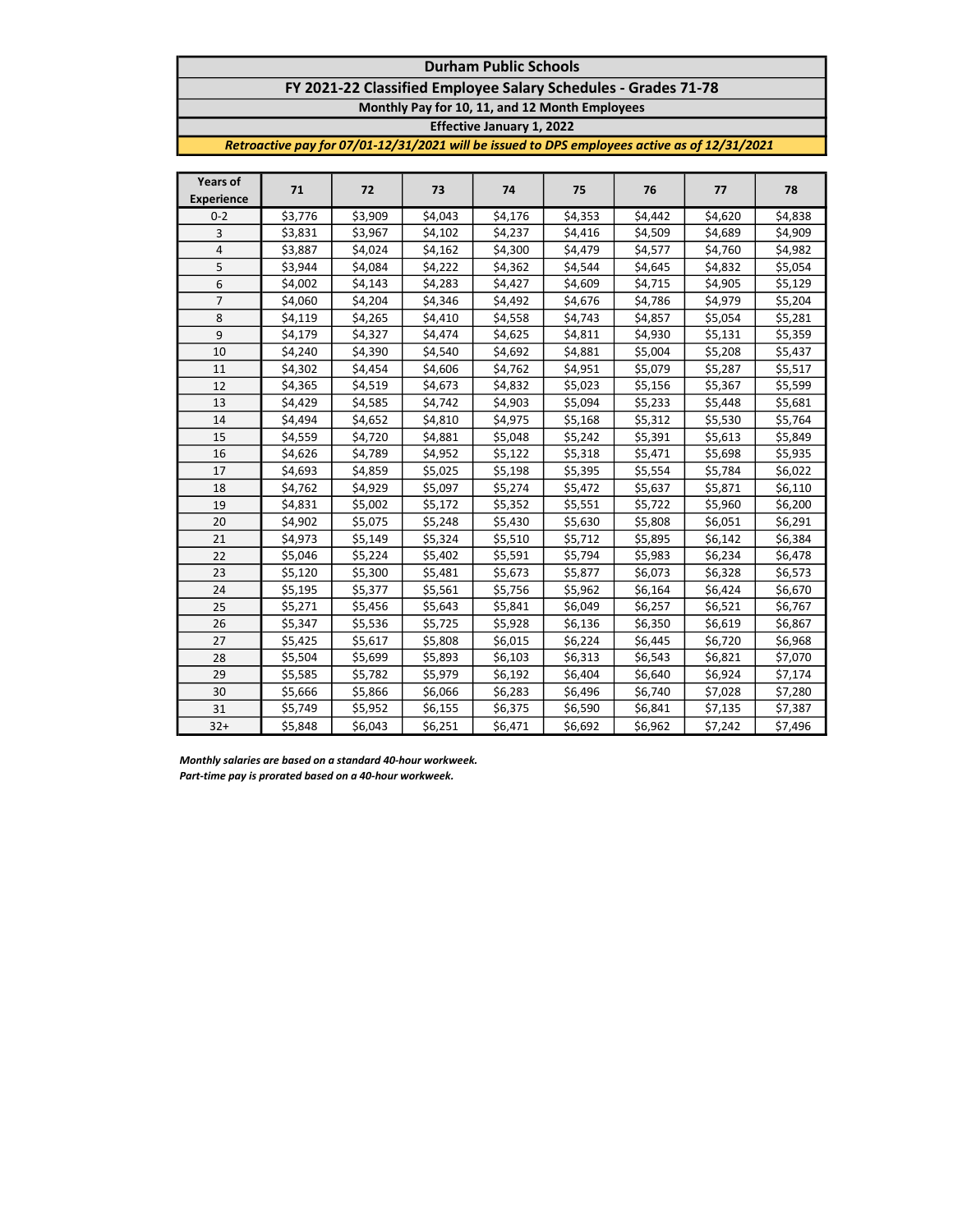# Durham Public Schools

## FY 2021-22 Classified Employee Salary Schedules - Grades 71-78

**Monthly Pay for 10, 11, and 12 Month Employees**

**Effective January 1, 2022**

***Retroactive pay for 07/01-12/31/2021 will be issued to DPS employees active as of 12/31/2021***

| Years of Experience | 71 | 72 | 73 | 74 | 75 | 76 | 77 | 78 |
|---|---|---|---|---|---|---|---|---|
| 0-2 | $3,776 | $3,909 | $4,043 | $4,176 | $4,353 | $4,442 | $4,620 | $4,838 |
| 3 | $3,831 | $3,967 | $4,102 | $4,237 | $4,416 | $4,509 | $4,689 | $4,909 |
| 4 | $3,887 | $4,024 | $4,162 | $4,300 | $4,479 | $4,577 | $4,760 | $4,982 |
| 5 | $3,944 | $4,084 | $4,222 | $4,362 | $4,544 | $4,645 | $4,832 | $5,054 |
| 6 | $4,002 | $4,143 | $4,283 | $4,427 | $4,609 | $4,715 | $4,905 | $5,129 |
| 7 | $4,060 | $4,204 | $4,346 | $4,492 | $4,676 | $4,786 | $4,979 | $5,204 |
| 8 | $4,119 | $4,265 | $4,410 | $4,558 | $4,743 | $4,857 | $5,054 | $5,281 |
| 9 | $4,179 | $4,327 | $4,474 | $4,625 | $4,811 | $4,930 | $5,131 | $5,359 |
| 10 | $4,240 | $4,390 | $4,540 | $4,692 | $4,881 | $5,004 | $5,208 | $5,437 |
| 11 | $4,302 | $4,454 | $4,606 | $4,762 | $4,951 | $5,079 | $5,287 | $5,517 |
| 12 | $4,365 | $4,519 | $4,673 | $4,832 | $5,023 | $5,156 | $5,367 | $5,599 |
| 13 | $4,429 | $4,585 | $4,742 | $4,903 | $5,094 | $5,233 | $5,448 | $5,681 |
| 14 | $4,494 | $4,652 | $4,810 | $4,975 | $5,168 | $5,312 | $5,530 | $5,764 |
| 15 | $4,559 | $4,720 | $4,881 | $5,048 | $5,242 | $5,391 | $5,613 | $5,849 |
| 16 | $4,626 | $4,789 | $4,952 | $5,122 | $5,318 | $5,471 | $5,698 | $5,935 |
| 17 | $4,693 | $4,859 | $5,025 | $5,198 | $5,395 | $5,554 | $5,784 | $6,022 |
| 18 | $4,762 | $4,929 | $5,097 | $5,274 | $5,472 | $5,637 | $5,871 | $6,110 |
| 19 | $4,831 | $5,002 | $5,172 | $5,352 | $5,551 | $5,722 | $5,960 | $6,200 |
| 20 | $4,902 | $5,075 | $5,248 | $5,430 | $5,630 | $5,808 | $6,051 | $6,291 |
| 21 | $4,973 | $5,149 | $5,324 | $5,510 | $5,712 | $5,895 | $6,142 | $6,384 |
| 22 | $5,046 | $5,224 | $5,402 | $5,591 | $5,794 | $5,983 | $6,234 | $6,478 |
| 23 | $5,120 | $5,300 | $5,481 | $5,673 | $5,877 | $6,073 | $6,328 | $6,573 |
| 24 | $5,195 | $5,377 | $5,561 | $5,756 | $5,962 | $6,164 | $6,424 | $6,670 |
| 25 | $5,271 | $5,456 | $5,643 | $5,841 | $6,049 | $6,257 | $6,521 | $6,767 |
| 26 | $5,347 | $5,536 | $5,725 | $5,928 | $6,136 | $6,350 | $6,619 | $6,867 |
| 27 | $5,425 | $5,617 | $5,808 | $6,015 | $6,224 | $6,445 | $6,720 | $6,968 |
| 28 | $5,504 | $5,699 | $5,893 | $6,103 | $6,313 | $6,543 | $6,821 | $7,070 |
| 29 | $5,585 | $5,782 | $5,979 | $6,192 | $6,404 | $6,640 | $6,924 | $7,174 |
| 30 | $5,666 | $5,866 | $6,066 | $6,283 | $6,496 | $6,740 | $7,028 | $7,280 |
| 31 | $5,749 | $5,952 | $6,155 | $6,375 | $6,590 | $6,841 | $7,135 | $7,387 |
| 32+ | $5,848 | $6,043 | $6,251 | $6,471 | $6,692 | $6,962 | $7,242 | $7,496 |

***Monthly salaries are based on a standard 40-hour workweek.***
***Part-time pay is prorated based on a 40-hour workweek.***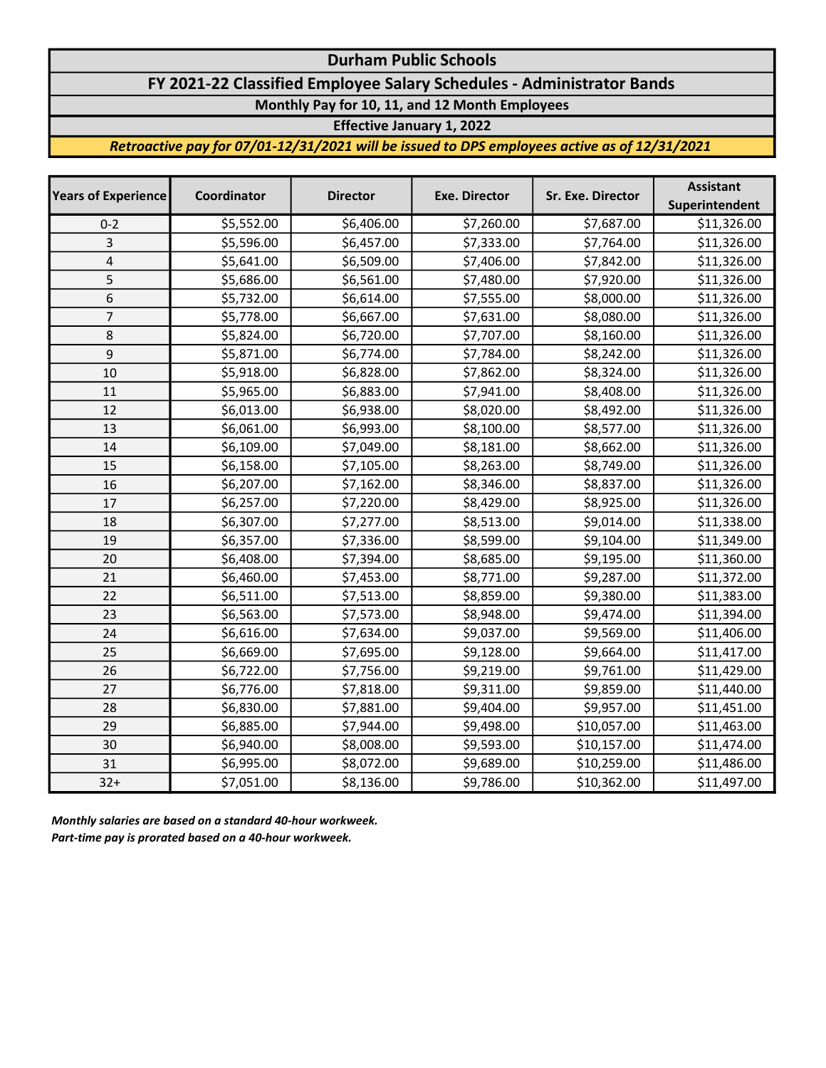# Durham Public Schools

## FY 2021-22 Classified Employee Salary Schedules - Administrator Bands

### Monthly Pay for 10, 11, and 12 Month Employees

### Effective January 1, 2022

***Retroactive pay for 07/01-12/31/2021 will be issued to DPS employees active as of 12/31/2021***

| Years of Experience | Coordinator | Director | Exe. Director | Sr. Exe. Director | Assistant Superintendent |
|---|---|---|---|---|---|
| 0-2 | $5,552.00 | $6,406.00 | $7,260.00 | $7,687.00 | $11,326.00 |
| 3 | $5,596.00 | $6,457.00 | $7,333.00 | $7,764.00 | $11,326.00 |
| 4 | $5,641.00 | $6,509.00 | $7,406.00 | $7,842.00 | $11,326.00 |
| 5 | $5,686.00 | $6,561.00 | $7,480.00 | $7,920.00 | $11,326.00 |
| 6 | $5,732.00 | $6,614.00 | $7,555.00 | $8,000.00 | $11,326.00 |
| 7 | $5,778.00 | $6,667.00 | $7,631.00 | $8,080.00 | $11,326.00 |
| 8 | $5,824.00 | $6,720.00 | $7,707.00 | $8,160.00 | $11,326.00 |
| 9 | $5,871.00 | $6,774.00 | $7,784.00 | $8,242.00 | $11,326.00 |
| 10 | $5,918.00 | $6,828.00 | $7,862.00 | $8,324.00 | $11,326.00 |
| 11 | $5,965.00 | $6,883.00 | $7,941.00 | $8,408.00 | $11,326.00 |
| 12 | $6,013.00 | $6,938.00 | $8,020.00 | $8,492.00 | $11,326.00 |
| 13 | $6,061.00 | $6,993.00 | $8,100.00 | $8,577.00 | $11,326.00 |
| 14 | $6,109.00 | $7,049.00 | $8,181.00 | $8,662.00 | $11,326.00 |
| 15 | $6,158.00 | $7,105.00 | $8,263.00 | $8,749.00 | $11,326.00 |
| 16 | $6,207.00 | $7,162.00 | $8,346.00 | $8,837.00 | $11,326.00 |
| 17 | $6,257.00 | $7,220.00 | $8,429.00 | $8,925.00 | $11,326.00 |
| 18 | $6,307.00 | $7,277.00 | $8,513.00 | $9,014.00 | $11,338.00 |
| 19 | $6,357.00 | $7,336.00 | $8,599.00 | $9,104.00 | $11,349.00 |
| 20 | $6,408.00 | $7,394.00 | $8,685.00 | $9,195.00 | $11,360.00 |
| 21 | $6,460.00 | $7,453.00 | $8,771.00 | $9,287.00 | $11,372.00 |
| 22 | $6,511.00 | $7,513.00 | $8,859.00 | $9,380.00 | $11,383.00 |
| 23 | $6,563.00 | $7,573.00 | $8,948.00 | $9,474.00 | $11,394.00 |
| 24 | $6,616.00 | $7,634.00 | $9,037.00 | $9,569.00 | $11,406.00 |
| 25 | $6,669.00 | $7,695.00 | $9,128.00 | $9,664.00 | $11,417.00 |
| 26 | $6,722.00 | $7,756.00 | $9,219.00 | $9,761.00 | $11,429.00 |
| 27 | $6,776.00 | $7,818.00 | $9,311.00 | $9,859.00 | $11,440.00 |
| 28 | $6,830.00 | $7,881.00 | $9,404.00 | $9,957.00 | $11,451.00 |
| 29 | $6,885.00 | $7,944.00 | $9,498.00 | $10,057.00 | $11,463.00 |
| 30 | $6,940.00 | $8,008.00 | $9,593.00 | $10,157.00 | $11,474.00 |
| 31 | $6,995.00 | $8,072.00 | $9,689.00 | $10,259.00 | $11,486.00 |
| 32+ | $7,051.00 | $8,136.00 | $9,786.00 | $10,362.00 | $11,497.00 |

***Monthly salaries are based on a standard 40-hour workweek.***
***Part-time pay is prorated based on a 40-hour workweek.***